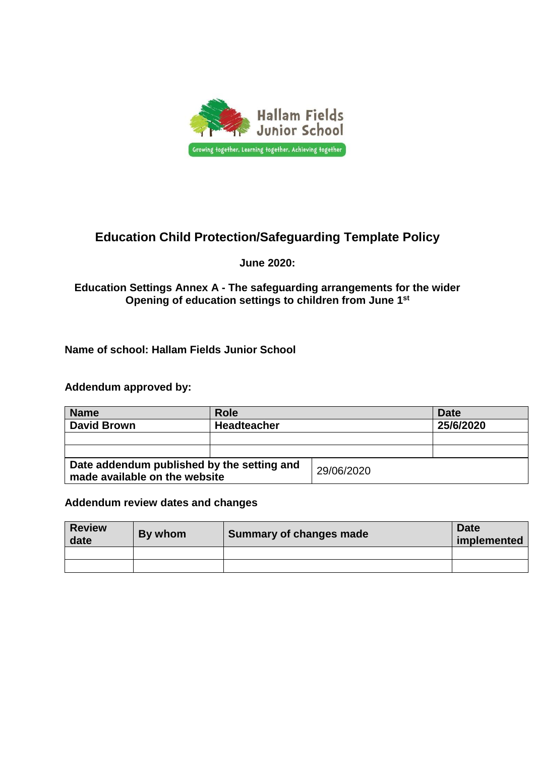Hallam Fields Junior School

Growing together, Learning together, Achieving together

# Education Child Protection/Safeguarding Template Policy

**June 2020:**

**Education Settings Annex A - The safeguarding arrangements for the wider Opening of education settings to children from June 1st**

**Name of school: Hallam Fields Junior School**

**Addendum approved by:**

| Name | Role | Date |
|---|---|---|
| David Brown | Headteacher | 25/6/2020 |
| | | |
| | | |

| Date addendum published by the setting and made available on the website | 29/06/2020 |
|---|---|

**Addendum review dates and changes**

| Review date | By whom | Summary of changes made | Date implemented |
|---|---|---|---|
| | | | |
| | | | |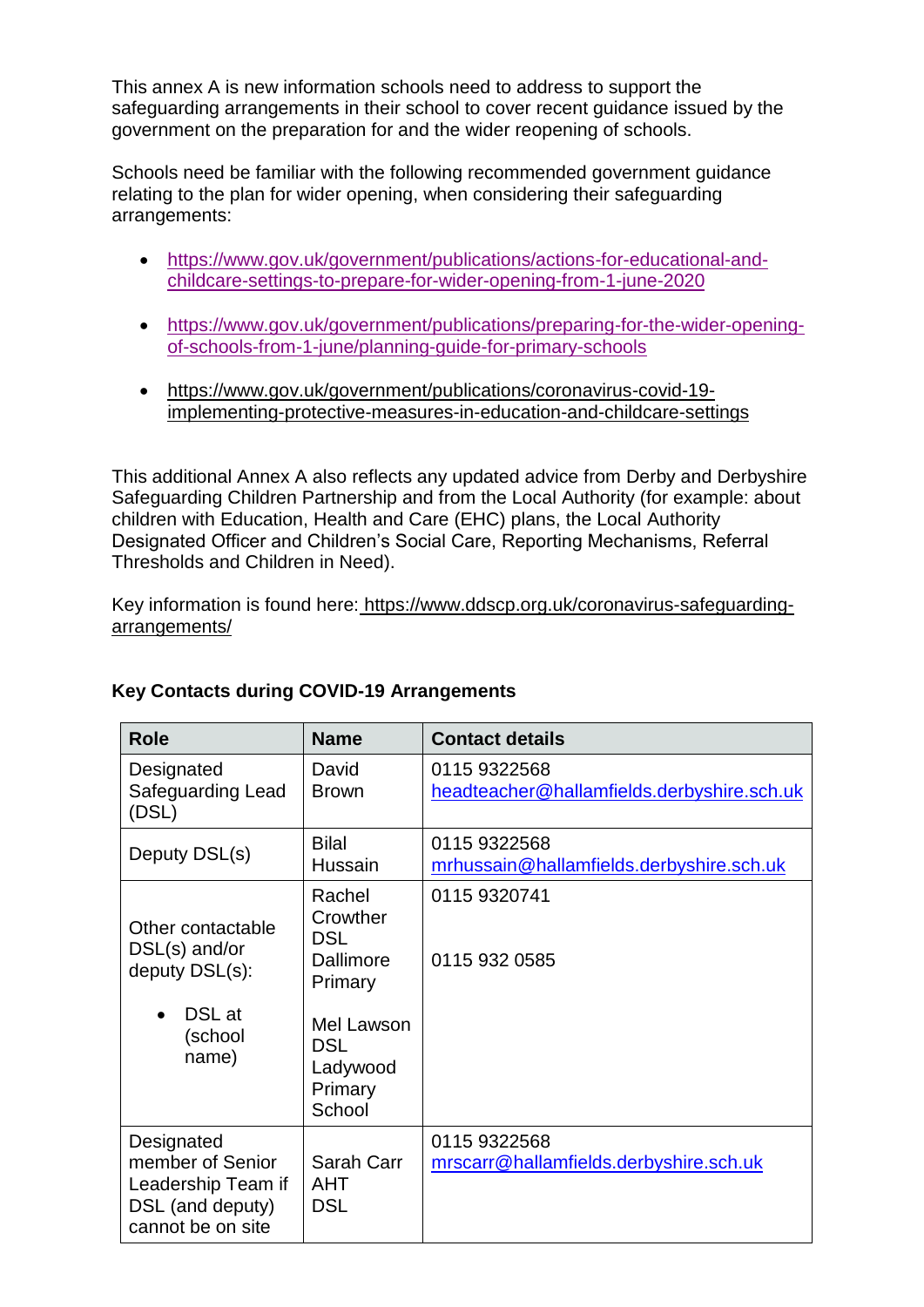This annex A is new information schools need to address to support the safeguarding arrangements in their school to cover recent guidance issued by the government on the preparation for and the wider reopening of schools.

Schools need be familiar with the following recommended government guidance relating to the plan for wider opening, when considering their safeguarding arrangements:

- https://www.gov.uk/government/publications/actions-for-educational-and-childcare-settings-to-prepare-for-wider-opening-from-1-june-2020
- https://www.gov.uk/government/publications/preparing-for-the-wider-opening-of-schools-from-1-june/planning-guide-for-primary-schools
- https://www.gov.uk/government/publications/coronavirus-covid-19-implementing-protective-measures-in-education-and-childcare-settings

This additional Annex A also reflects any updated advice from Derby and Derbyshire Safeguarding Children Partnership and from the Local Authority (for example: about children with Education, Health and Care (EHC) plans, the Local Authority Designated Officer and Children's Social Care, Reporting Mechanisms, Referral Thresholds and Children in Need).

Key information is found here: https://www.ddscp.org.uk/coronavirus-safeguarding-arrangements/

**Key Contacts during COVID-19 Arrangements**

| Role | Name | Contact details |
|---|---|---|
| Designated Safeguarding Lead (DSL) | David Brown | 0115 9322568 headteacher@hallamfields.derbyshire.sch.uk |
| Deputy DSL(s) | Bilal Hussain | 0115 9322568 mrhussain@hallamfields.derbyshire.sch.uk |
| Other contactable DSL(s) and/or deputy DSL(s): <br> • DSL at (school name) | Rachel Crowther DSL Dallimore Primary <br><br> Mel Lawson DSL Ladywood Primary School | 0115 9320741 <br><br> 0115 932 0585 |
| Designated member of Senior Leadership Team if DSL (and deputy) cannot be on site | Sarah Carr AHT DSL | 0115 9322568 mrscarr@hallamfields.derbyshire.sch.uk |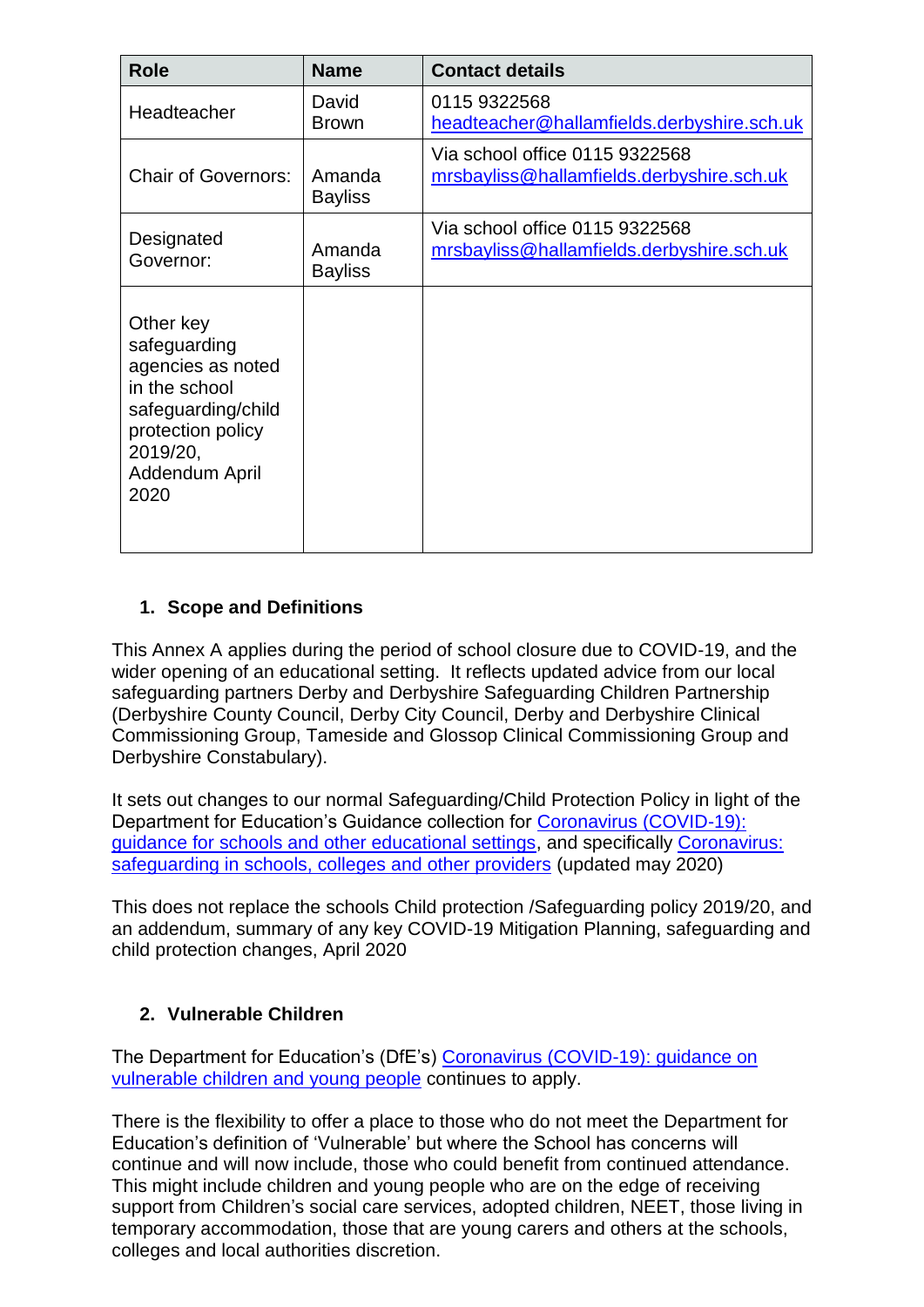| Role | Name | Contact details |
| --- | --- | --- |
| Headteacher | David Brown | 0115 9322568 headteacher@hallamfields.derbyshire.sch.uk |
| Chair of Governors: | Amanda Bayliss | Via school office 0115 9322568 mrsbayliss@hallamfields.derbyshire.sch.uk |
| Designated Governor: | Amanda Bayliss | Via school office 0115 9322568 mrsbayliss@hallamfields.derbyshire.sch.uk |
| Other key safeguarding agencies as noted in the school safeguarding/child protection policy 2019/20, Addendum April 2020 | | |

## 1. Scope and Definitions

This Annex A applies during the period of school closure due to COVID-19, and the wider opening of an educational setting. It reflects updated advice from our local safeguarding partners Derby and Derbyshire Safeguarding Children Partnership (Derbyshire County Council, Derby City Council, Derby and Derbyshire Clinical Commissioning Group, Tameside and Glossop Clinical Commissioning Group and Derbyshire Constabulary).

It sets out changes to our normal Safeguarding/Child Protection Policy in light of the Department for Education's Guidance collection for Coronavirus (COVID-19): guidance for schools and other educational settings, and specifically Coronavirus: safeguarding in schools, colleges and other providers (updated may 2020)

This does not replace the schools Child protection /Safeguarding policy 2019/20, and an addendum, summary of any key COVID-19 Mitigation Planning, safeguarding and child protection changes, April 2020

## 2. Vulnerable Children

The Department for Education's (DfE's) Coronavirus (COVID-19): guidance on vulnerable children and young people continues to apply.

There is the flexibility to offer a place to those who do not meet the Department for Education's definition of 'Vulnerable' but where the School has concerns will continue and will now include, those who could benefit from continued attendance. This might include children and young people who are on the edge of receiving support from Children's social care services, adopted children, NEET, those living in temporary accommodation, those that are young carers and others at the schools, colleges and local authorities discretion.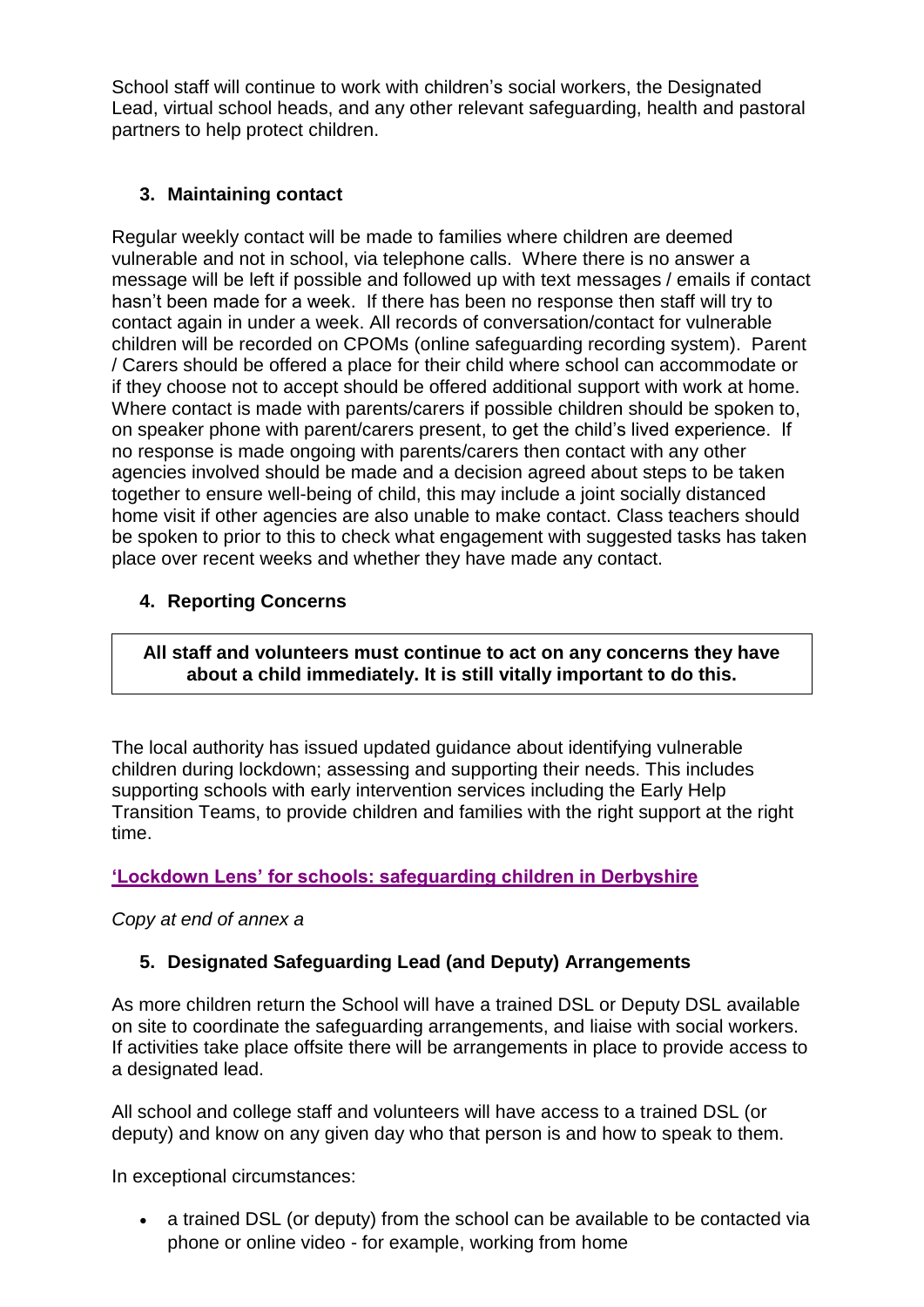School staff will continue to work with children's social workers, the Designated Lead, virtual school heads, and any other relevant safeguarding, health and pastoral partners to help protect children.

## 3. Maintaining contact

Regular weekly contact will be made to families where children are deemed vulnerable and not in school, via telephone calls. Where there is no answer a message will be left if possible and followed up with text messages / emails if contact hasn't been made for a week. If there has been no response then staff will try to contact again in under a week. All records of conversation/contact for vulnerable children will be recorded on CPOMs (online safeguarding recording system). Parent / Carers should be offered a place for their child where school can accommodate or if they choose not to accept should be offered additional support with work at home. Where contact is made with parents/carers if possible children should be spoken to, on speaker phone with parent/carers present, to get the child's lived experience. If no response is made ongoing with parents/carers then contact with any other agencies involved should be made and a decision agreed about steps to be taken together to ensure well-being of child, this may include a joint socially distanced home visit if other agencies are also unable to make contact. Class teachers should be spoken to prior to this to check what engagement with suggested tasks has taken place over recent weeks and whether they have made any contact.

## 4. Reporting Concerns

**All staff and volunteers must continue to act on any concerns they have about a child immediately. It is still vitally important to do this.**

The local authority has issued updated guidance about identifying vulnerable children during lockdown; assessing and supporting their needs. This includes supporting schools with early intervention services including the Early Help Transition Teams, to provide children and families with the right support at the right time.

**'Lockdown Lens' for schools: safeguarding children in Derbyshire**

*Copy at end of annex a*

## 5. Designated Safeguarding Lead (and Deputy) Arrangements

As more children return the School will have a trained DSL or Deputy DSL available on site to coordinate the safeguarding arrangements, and liaise with social workers. If activities take place offsite there will be arrangements in place to provide access to a designated lead.

All school and college staff and volunteers will have access to a trained DSL (or deputy) and know on any given day who that person is and how to speak to them.

In exceptional circumstances:

- a trained DSL (or deputy) from the school can be available to be contacted via phone or online video - for example, working from home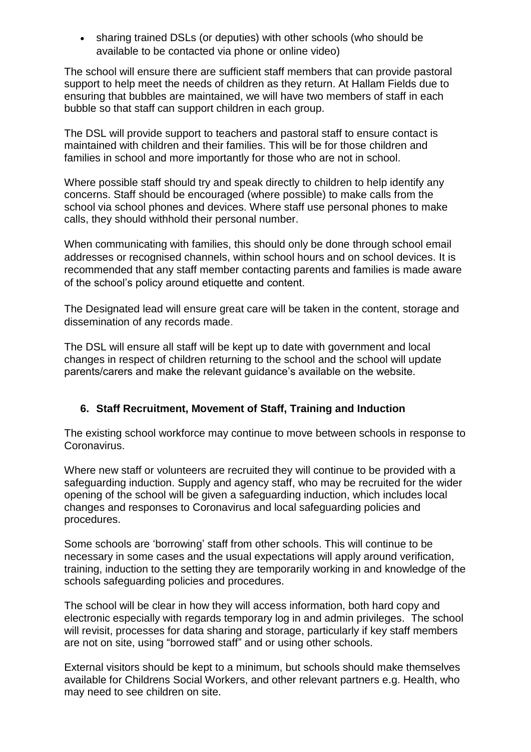- sharing trained DSLs (or deputies) with other schools (who should be available to be contacted via phone or online video)

The school will ensure there are sufficient staff members that can provide pastoral support to help meet the needs of children as they return. At Hallam Fields due to ensuring that bubbles are maintained, we will have two members of staff in each bubble so that staff can support children in each group.

The DSL will provide support to teachers and pastoral staff to ensure contact is maintained with children and their families. This will be for those children and families in school and more importantly for those who are not in school.

Where possible staff should try and speak directly to children to help identify any concerns. Staff should be encouraged (where possible) to make calls from the school via school phones and devices. Where staff use personal phones to make calls, they should withhold their personal number.

When communicating with families, this should only be done through school email addresses or recognised channels, within school hours and on school devices. It is recommended that any staff member contacting parents and families is made aware of the school's policy around etiquette and content.

The Designated lead will ensure great care will be taken in the content, storage and dissemination of any records made.

The DSL will ensure all staff will be kept up to date with government and local changes in respect of children returning to the school and the school will update parents/carers and make the relevant guidance's available on the website.

## 6. Staff Recruitment, Movement of Staff, Training and Induction

The existing school workforce may continue to move between schools in response to Coronavirus.

Where new staff or volunteers are recruited they will continue to be provided with a safeguarding induction. Supply and agency staff, who may be recruited for the wider opening of the school will be given a safeguarding induction, which includes local changes and responses to Coronavirus and local safeguarding policies and procedures.

Some schools are 'borrowing' staff from other schools. This will continue to be necessary in some cases and the usual expectations will apply around verification, training, induction to the setting they are temporarily working in and knowledge of the schools safeguarding policies and procedures.

The school will be clear in how they will access information, both hard copy and electronic especially with regards temporary log in and admin privileges. The school will revisit, processes for data sharing and storage, particularly if key staff members are not on site, using "borrowed staff" and or using other schools.

External visitors should be kept to a minimum, but schools should make themselves available for Childrens Social Workers, and other relevant partners e.g. Health, who may need to see children on site.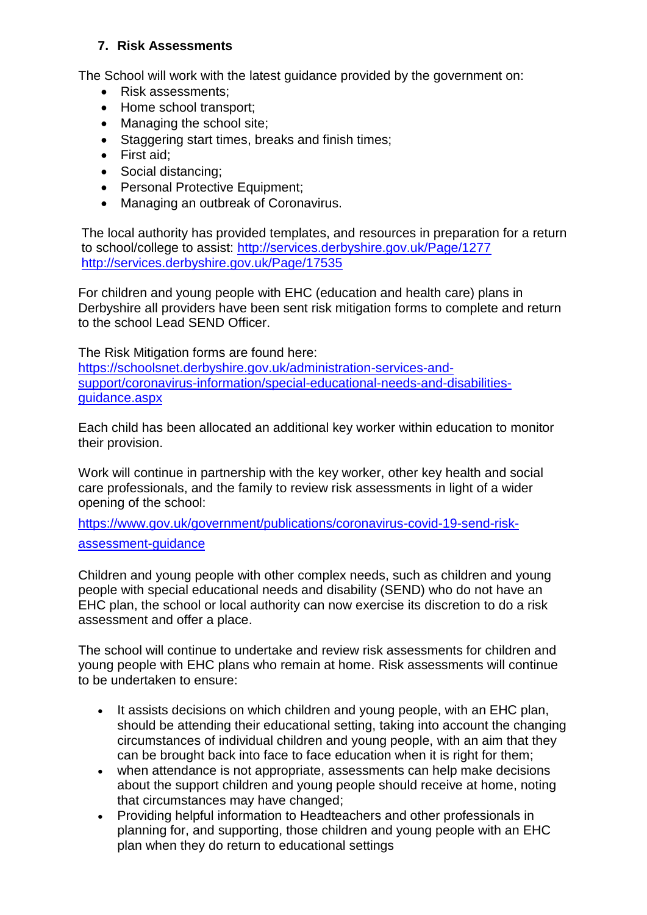## 7. Risk Assessments

The School will work with the latest guidance provided by the government on:

- Risk assessments;
- Home school transport;
- Managing the school site;
- Staggering start times, breaks and finish times;
- First aid;
- Social distancing;
- Personal Protective Equipment;
- Managing an outbreak of Coronavirus.

The local authority has provided templates, and resources in preparation for a return to school/college to assist: http://services.derbyshire.gov.uk/Page/1277 http://services.derbyshire.gov.uk/Page/17535

For children and young people with EHC (education and health care) plans in Derbyshire all providers have been sent risk mitigation forms to complete and return to the school Lead SEND Officer.

The Risk Mitigation forms are found here: https://schoolsnet.derbyshire.gov.uk/administration-services-and-support/coronavirus-information/special-educational-needs-and-disabilities-guidance.aspx

Each child has been allocated an additional key worker within education to monitor their provision.

Work will continue in partnership with the key worker, other key health and social care professionals, and the family to review risk assessments in light of a wider opening of the school:

https://www.gov.uk/government/publications/coronavirus-covid-19-send-risk-assessment-guidance

Children and young people with other complex needs, such as children and young people with special educational needs and disability (SEND) who do not have an EHC plan, the school or local authority can now exercise its discretion to do a risk assessment and offer a place.

The school will continue to undertake and review risk assessments for children and young people with EHC plans who remain at home. Risk assessments will continue to be undertaken to ensure:

- It assists decisions on which children and young people, with an EHC plan, should be attending their educational setting, taking into account the changing circumstances of individual children and young people, with an aim that they can be brought back into face to face education when it is right for them;
- when attendance is not appropriate, assessments can help make decisions about the support children and young people should receive at home, noting that circumstances may have changed;
- Providing helpful information to Headteachers and other professionals in planning for, and supporting, those children and young people with an EHC plan when they do return to educational settings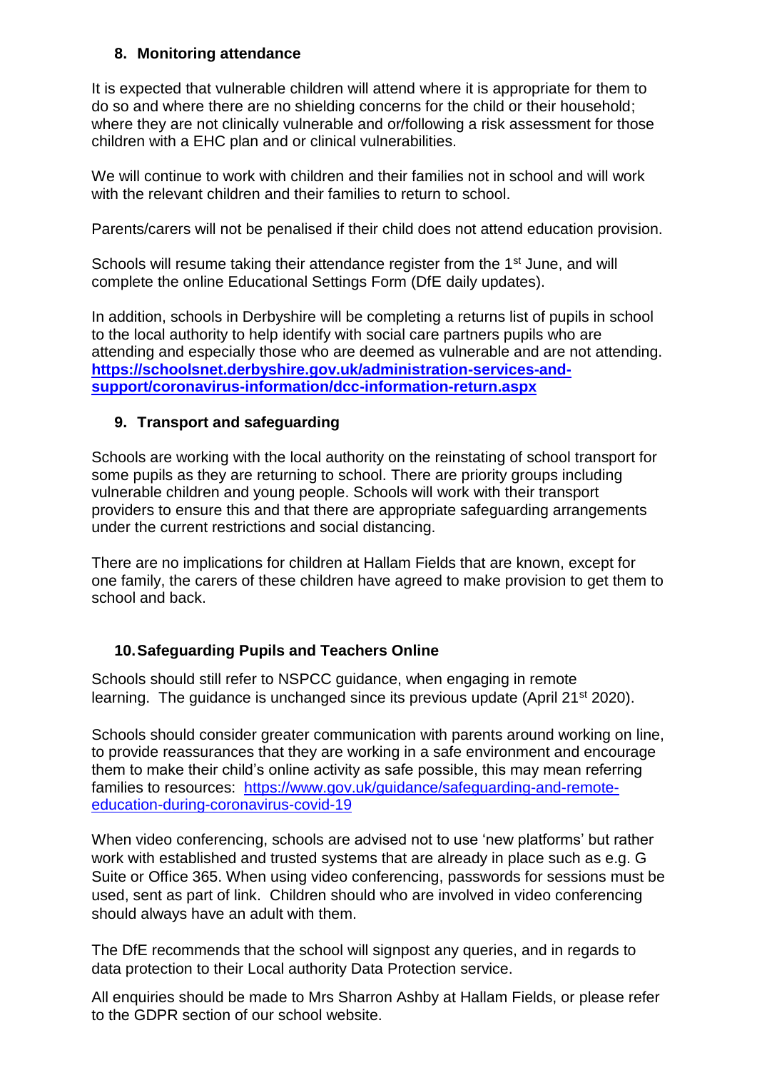## 8. Monitoring attendance

It is expected that vulnerable children will attend where it is appropriate for them to do so and where there are no shielding concerns for the child or their household; where they are not clinically vulnerable and or/following a risk assessment for those children with a EHC plan and or clinical vulnerabilities.

We will continue to work with children and their families not in school and will work with the relevant children and their families to return to school.

Parents/carers will not be penalised if their child does not attend education provision.

Schools will resume taking their attendance register from the 1st June, and will complete the online Educational Settings Form (DfE daily updates).

In addition, schools in Derbyshire will be completing a returns list of pupils in school to the local authority to help identify with social care partners pupils who are attending and especially those who are deemed as vulnerable and are not attending. **https://schoolsnet.derbyshire.gov.uk/administration-services-and-support/coronavirus-information/dcc-information-return.aspx**

## 9. Transport and safeguarding

Schools are working with the local authority on the reinstating of school transport for some pupils as they are returning to school. There are priority groups including vulnerable children and young people. Schools will work with their transport providers to ensure this and that there are appropriate safeguarding arrangements under the current restrictions and social distancing.

There are no implications for children at Hallam Fields that are known, except for one family, the carers of these children have agreed to make provision to get them to school and back.

## 10. Safeguarding Pupils and Teachers Online

Schools should still refer to NSPCC guidance, when engaging in remote learning. The guidance is unchanged since its previous update (April 21st 2020).

Schools should consider greater communication with parents around working on line, to provide reassurances that they are working in a safe environment and encourage them to make their child's online activity as safe possible, this may mean referring families to resources: https://www.gov.uk/guidance/safeguarding-and-remote-education-during-coronavirus-covid-19

When video conferencing, schools are advised not to use 'new platforms' but rather work with established and trusted systems that are already in place such as e.g. G Suite or Office 365. When using video conferencing, passwords for sessions must be used, sent as part of link. Children should who are involved in video conferencing should always have an adult with them.

The DfE recommends that the school will signpost any queries, and in regards to data protection to their Local authority Data Protection service.

All enquiries should be made to Mrs Sharron Ashby at Hallam Fields, or please refer to the GDPR section of our school website.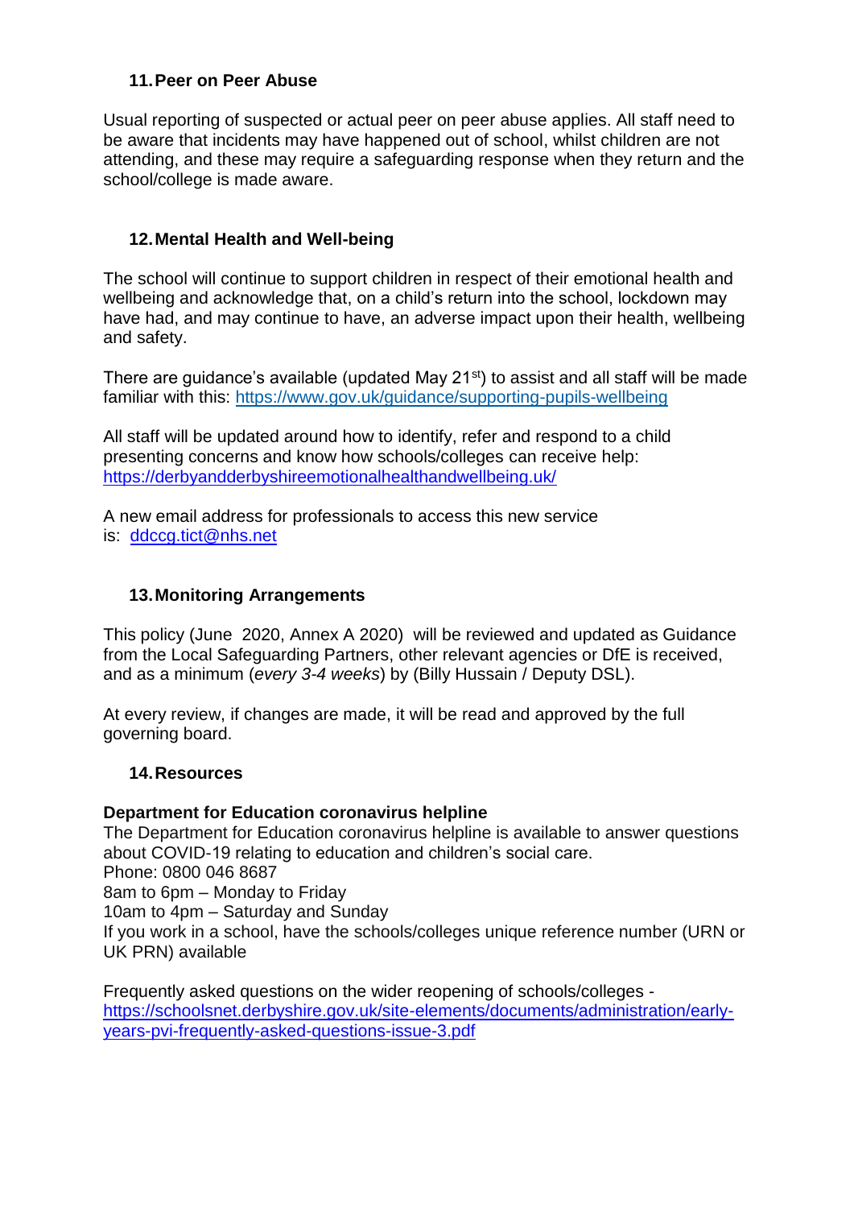## 11. Peer on Peer Abuse

Usual reporting of suspected or actual peer on peer abuse applies. All staff need to be aware that incidents may have happened out of school, whilst children are not attending, and these may require a safeguarding response when they return and the school/college is made aware.

## 12. Mental Health and Well-being

The school will continue to support children in respect of their emotional health and wellbeing and acknowledge that, on a child's return into the school, lockdown may have had, and may continue to have, an adverse impact upon their health, wellbeing and safety.

There are guidance's available (updated May 21st) to assist and all staff will be made familiar with this: https://www.gov.uk/guidance/supporting-pupils-wellbeing

All staff will be updated around how to identify, refer and respond to a child presenting concerns and know how schools/colleges can receive help: https://derbyandderbyshireemotionalhealthandwellbeing.uk/

A new email address for professionals to access this new service is: ddccg.tict@nhs.net

## 13. Monitoring Arrangements

This policy (June 2020, Annex A 2020) will be reviewed and updated as Guidance from the Local Safeguarding Partners, other relevant agencies or DfE is received, and as a minimum (*every 3-4 weeks*) by (Billy Hussain / Deputy DSL).

At every review, if changes are made, it will be read and approved by the full governing board.

## 14. Resources

**Department for Education coronavirus helpline**
The Department for Education coronavirus helpline is available to answer questions about COVID-19 relating to education and children's social care.
Phone: 0800 046 8687
8am to 6pm – Monday to Friday
10am to 4pm – Saturday and Sunday
If you work in a school, have the schools/colleges unique reference number (URN or UK PRN) available

Frequently asked questions on the wider reopening of schools/colleges - https://schoolsnet.derbyshire.gov.uk/site-elements/documents/administration/early-years-pvi-frequently-asked-questions-issue-3.pdf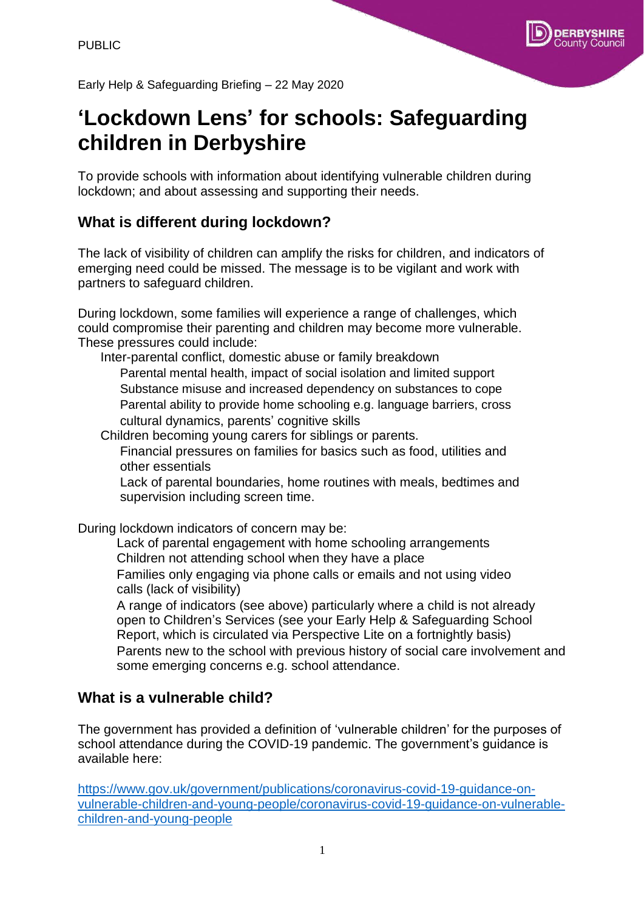PUBLIC

Early Help & Safeguarding Briefing – 22 May 2020

# 'Lockdown Lens' for schools: Safeguarding children in Derbyshire

To provide schools with information about identifying vulnerable children during lockdown; and about assessing and supporting their needs.

## What is different during lockdown?

The lack of visibility of children can amplify the risks for children, and indicators of emerging need could be missed. The message is to be vigilant and work with partners to safeguard children.

During lockdown, some families will experience a range of challenges, which could compromise their parenting and children may become more vulnerable. These pressures could include:

- Inter-parental conflict, domestic abuse or family breakdown
- Parental mental health, impact of social isolation and limited support
- Substance misuse and increased dependency on substances to cope
- Parental ability to provide home schooling e.g. language barriers, cross cultural dynamics, parents' cognitive skills
- Children becoming young carers for siblings or parents.
- Financial pressures on families for basics such as food, utilities and other essentials
- Lack of parental boundaries, home routines with meals, bedtimes and supervision including screen time.

During lockdown indicators of concern may be:

- Lack of parental engagement with home schooling arrangements
- Children not attending school when they have a place
- Families only engaging via phone calls or emails and not using video calls (lack of visibility)
- A range of indicators (see above) particularly where a child is not already open to Children's Services (see your Early Help & Safeguarding School Report, which is circulated via Perspective Lite on a fortnightly basis)
- Parents new to the school with previous history of social care involvement and some emerging concerns e.g. school attendance.

## What is a vulnerable child?

The government has provided a definition of 'vulnerable children' for the purposes of school attendance during the COVID-19 pandemic. The government's guidance is available here:

https://www.gov.uk/government/publications/coronavirus-covid-19-guidance-on-vulnerable-children-and-young-people/coronavirus-covid-19-guidance-on-vulnerable-children-and-young-people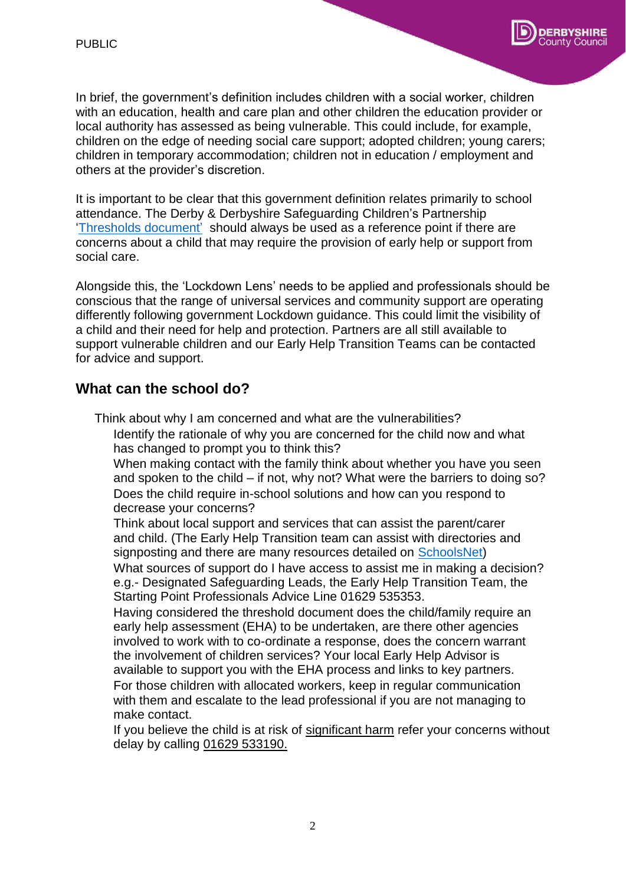In brief, the government's definition includes children with a social worker, children with an education, health and care plan and other children the education provider or local authority has assessed as being vulnerable. This could include, for example, children on the edge of needing social care support; adopted children; young carers; children in temporary accommodation; children not in education / employment and others at the provider's discretion.

It is important to be clear that this government definition relates primarily to school attendance. The Derby & Derbyshire Safeguarding Children's Partnership 'Thresholds document' should always be used as a reference point if there are concerns about a child that may require the provision of early help or support from social care.

Alongside this, the 'Lockdown Lens' needs to be applied and professionals should be conscious that the range of universal services and community support are operating differently following government Lockdown guidance. This could limit the visibility of a child and their need for help and protection. Partners are all still available to support vulnerable children and our Early Help Transition Teams can be contacted for advice and support.

## What can the school do?

Think about why I am concerned and what are the vulnerabilities?

- Identify the rationale of why you are concerned for the child now and what has changed to prompt you to think this?
- When making contact with the family think about whether you have you seen and spoken to the child – if not, why not? What were the barriers to doing so?
- Does the child require in-school solutions and how can you respond to decrease your concerns?
- Think about local support and services that can assist the parent/carer and child. (The Early Help Transition team can assist with directories and signposting and there are many resources detailed on SchoolsNet)
- What sources of support do I have access to assist me in making a decision? e.g.- Designated Safeguarding Leads, the Early Help Transition Team, the Starting Point Professionals Advice Line 01629 535353.
- Having considered the threshold document does the child/family require an early help assessment (EHA) to be undertaken, are there other agencies involved to work with to co-ordinate a response, does the concern warrant the involvement of children services? Your local Early Help Advisor is available to support you with the EHA process and links to key partners.
- For those children with allocated workers, keep in regular communication with them and escalate to the lead professional if you are not managing to make contact.
- If you believe the child is at risk of significant harm refer your concerns without delay by calling 01629 533190.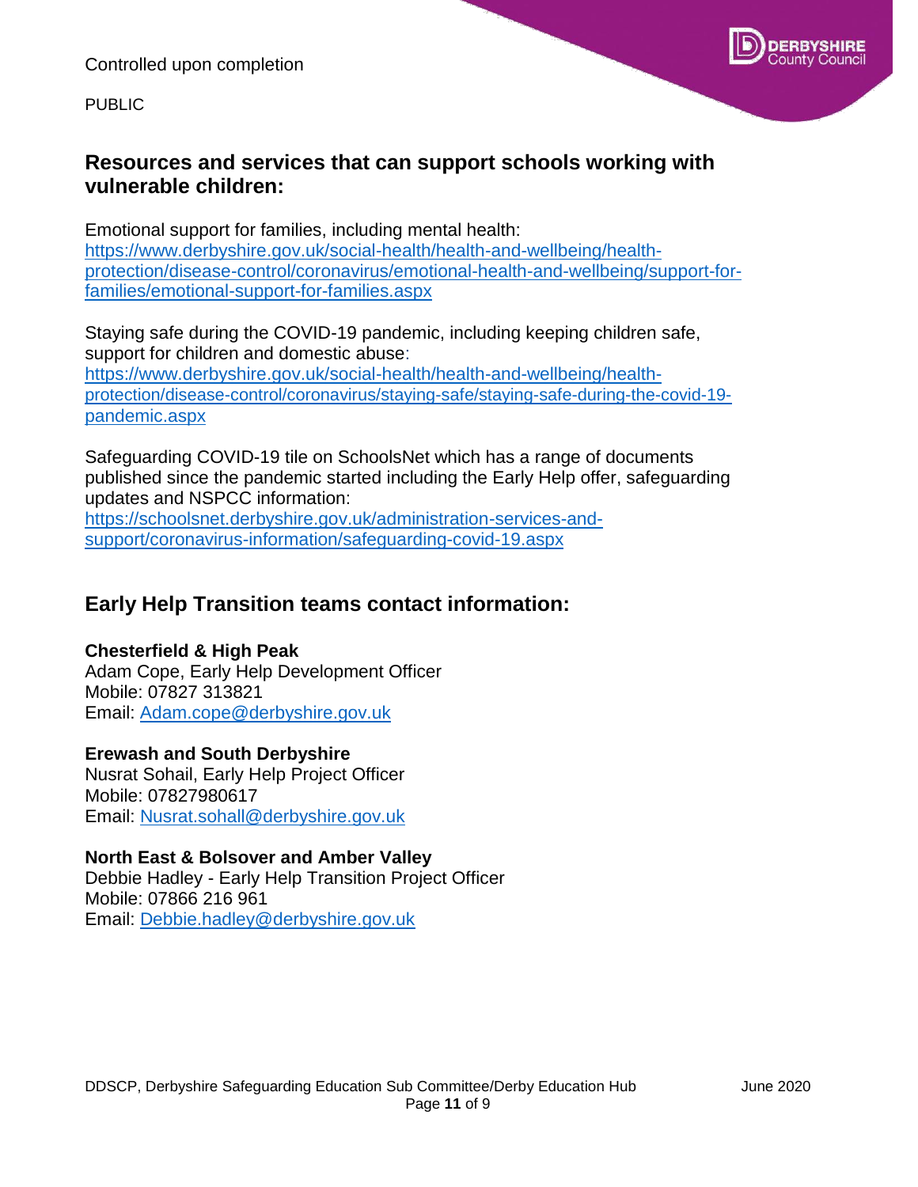Controlled upon completion

PUBLIC

## Resources and services that can support schools working with vulnerable children:

Emotional support for families, including mental health:
[https://www.derbyshire.gov.uk/social-health/health-and-wellbeing/health-protection/disease-control/coronavirus/emotional-health-and-wellbeing/support-for-families/emotional-support-for-families.aspx](https://www.derbyshire.gov.uk/social-health/health-and-wellbeing/health-protection/disease-control/coronavirus/emotional-health-and-wellbeing/support-for-families/emotional-support-for-families.aspx)

Staying safe during the COVID-19 pandemic, including keeping children safe, support for children and domestic abuse:
[https://www.derbyshire.gov.uk/social-health/health-and-wellbeing/health-protection/disease-control/coronavirus/staying-safe/staying-safe-during-the-covid-19-pandemic.aspx](https://www.derbyshire.gov.uk/social-health/health-and-wellbeing/health-protection/disease-control/coronavirus/staying-safe/staying-safe-during-the-covid-19-pandemic.aspx)

Safeguarding COVID-19 tile on SchoolsNet which has a range of documents published since the pandemic started including the Early Help offer, safeguarding updates and NSPCC information:
[https://schoolsnet.derbyshire.gov.uk/administration-services-and-support/coronavirus-information/safeguarding-covid-19.aspx](https://schoolsnet.derbyshire.gov.uk/administration-services-and-support/coronavirus-information/safeguarding-covid-19.aspx)

## Early Help Transition teams contact information:

**Chesterfield & High Peak**
Adam Cope, Early Help Development Officer
Mobile: 07827 313821
Email: [Adam.cope@derbyshire.gov.uk](mailto:Adam.cope@derbyshire.gov.uk)

**Erewash and South Derbyshire**
Nusrat Sohail, Early Help Project Officer
Mobile: 07827980617
Email: [Nusrat.sohall@derbyshire.gov.uk](mailto:Nusrat.sohall@derbyshire.gov.uk)

**North East & Bolsover and Amber Valley**
Debbie Hadley - Early Help Transition Project Officer
Mobile: 07866 216 961
Email: [Debbie.hadley@derbyshire.gov.uk](mailto:Debbie.hadley@derbyshire.gov.uk)